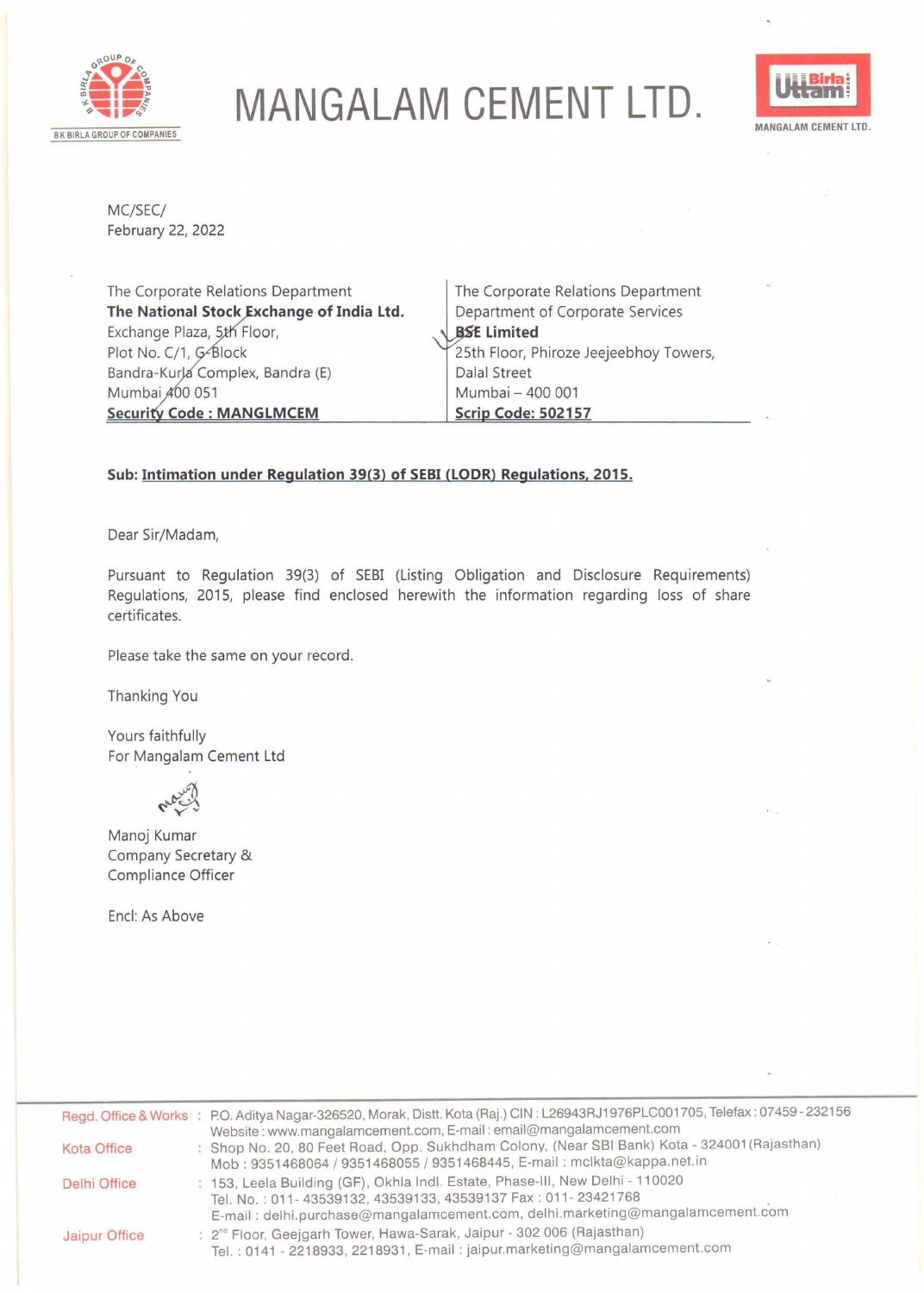# MANGALAM CEMENT LTD.

MC/SEC/
February 22, 2022

| The Corporate Relations Department | The Corporate Relations Department |
| --- | --- |
| **The National Stock Exchange of India Ltd.** | Department of Corporate Services |
| Exchange Plaza, 5th Floor, | **BSE Limited** |
| Plot No. C/1, G-Block | 25th Floor, Phiroze Jeejeebhoy Towers, |
| Bandra-Kurla Complex, Bandra (E) | Dalal Street |
| Mumbai 400 051 | Mumbai – 400 001 |
| **Security Code : MANGLMCEM** | **Scrip Code: 502157** |

**Sub: Intimation under Regulation 39(3) of SEBI (LODR) Regulations, 2015.**

Dear Sir/Madam,

Pursuant to Regulation 39(3) of SEBI (Listing Obligation and Disclosure Requirements) Regulations, 2015, please find enclosed herewith the information regarding loss of share certificates.

Please take the same on your record.

Thanking You

Yours faithfully
For Mangalam Cement Ltd

Manoj Kumar
Company Secretary &
Compliance Officer

Encl: As Above

Regd. Office & Works : P.O. Aditya Nagar-326520, Morak, Distt. Kota (Raj.) CIN : L26943RJ1976PLC001705, Telefax : 07459 - 232156
Website : www.mangalamcement.com, E-mail : email@mangalamcement.com

Kota Office : Shop No. 20, 80 Feet Road, Opp. Sukhdham Colony, (Near SBI Bank) Kota - 324001 (Rajasthan)
Mob : 9351468064 / 9351468055 / 9351468445, E-mail : mclkta@kappa.net.in

Delhi Office : 153, Leela Building (GF), Okhla Indl. Estate, Phase-III, New Delhi - 110020
Tel. No. : 011- 43539132, 43539133, 43539137 Fax : 011- 23421768
E-mail : delhi.purchase@mangalamcement.com, delhi.marketing@mangalamcement.com

Jaipur Office : 2nd Floor, Geejgarh Tower, Hawa-Sarak, Jaipur - 302 006 (Rajasthan)
Tel. : 0141 - 2218933, 2218931, E-mail : jaipur.marketing@mangalamcement.com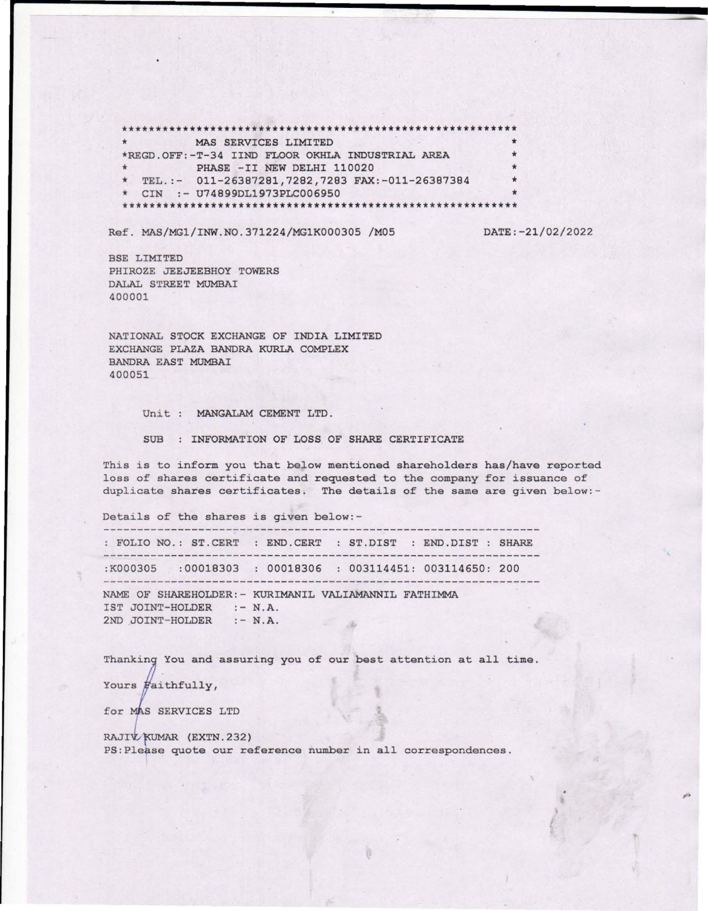**MAS SERVICES LIMITED**

REGD.OFF:-T-34 IIND FLOOR OKHLA INDUSTRIAL AREA
PHASE -II NEW DELHI 110020
TEL.:- 011-26387281,7282,7283 FAX:-011-26387384
CIN :- U74899DL1973PLC006950

Ref. MAS/MG1/INW.NO.371224/MG1K000305 /M05

DATE:-21/02/2022

BSE LIMITED
PHIROZE JEEJEEBHOY TOWERS
DALAL STREET MUMBAI
400001

NATIONAL STOCK EXCHANGE OF INDIA LIMITED
EXCHANGE PLAZA BANDRA KURLA COMPLEX
BANDRA EAST MUMBAI
400051

Unit : MANGALAM CEMENT LTD.

SUB : INFORMATION OF LOSS OF SHARE CERTIFICATE

This is to inform you that below mentioned shareholders has/have reported loss of shares certificate and requested to the company for issuance of duplicate shares certificates. The details of the same are given below:-

Details of the shares is given below:-

| FOLIO NO. | ST.CERT | END.CERT | ST.DIST | END.DIST | SHARE |
|---|---|---|---|---|---|
| K000305 | 00018303 | 00018306 | 003114451 | 003114650 | 200 |

NAME OF SHAREHOLDER:- KURIMANIL VALIAMANNIL FATHIMMA
IST JOINT-HOLDER :- N.A.
2ND JOINT-HOLDER :- N.A.

Thanking You and assuring you of our best attention at all time.

Yours Faithfully,

for MAS SERVICES LTD

RAJIV KUMAR (EXTN.232)
PS:Please quote our reference number in all correspondences.